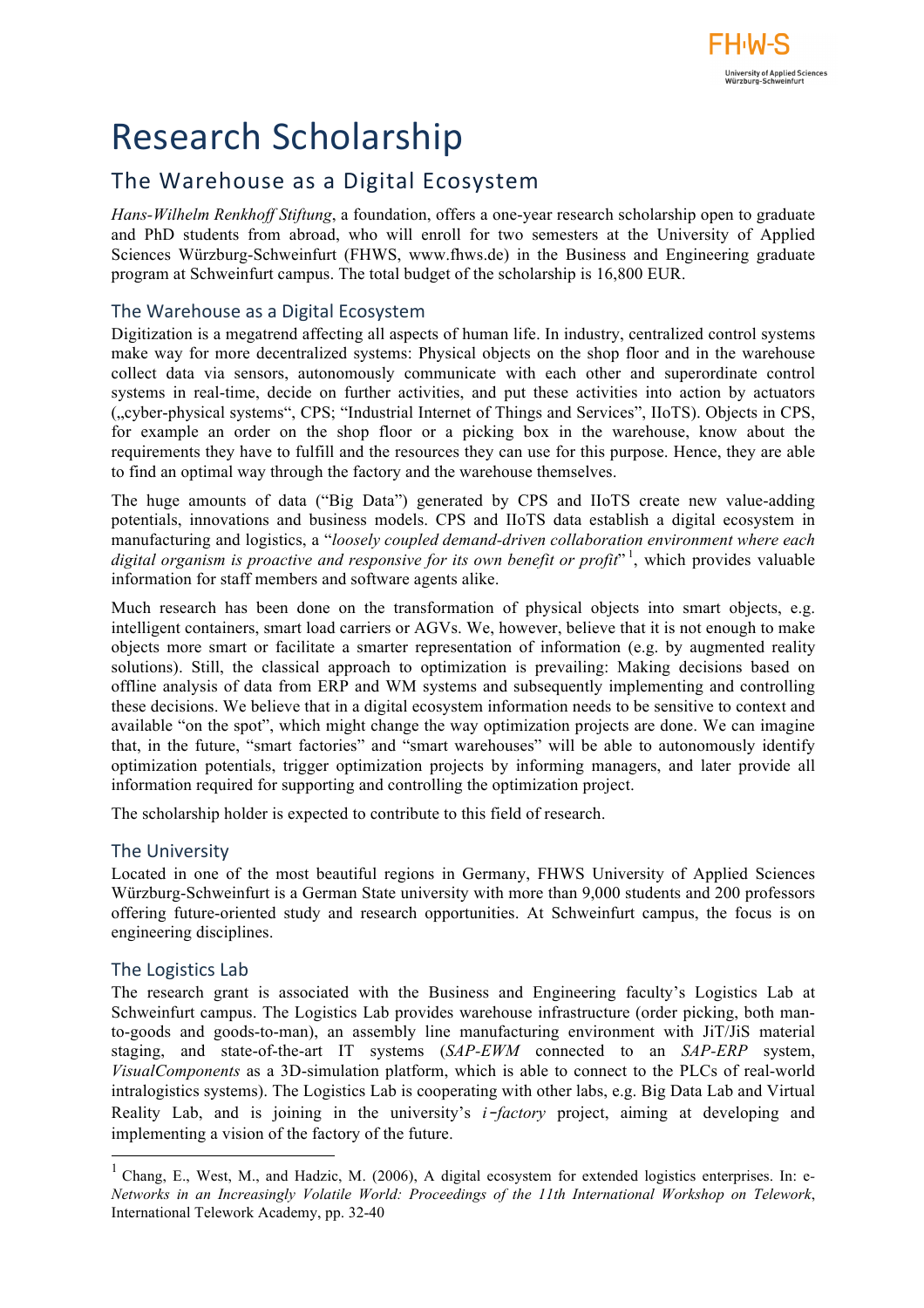# Research Scholarship

## The Warehouse as a Digital Ecosystem

*Hans-Wilhelm Renkhoff Stiftung*, a foundation, offers a one-year research scholarship open to graduate and PhD students from abroad, who will enroll for two semesters at the University of Applied Sciences Würzburg-Schweinfurt (FHWS, www.fhws.de) in the Business and Engineering graduate program at Schweinfurt campus. The total budget of the scholarship is 16,800 EUR.

### The Warehouse as a Digital Ecosystem

Digitization is a megatrend affecting all aspects of human life. In industry, centralized control systems make way for more decentralized systems: Physical objects on the shop floor and in the warehouse collect data via sensors, autonomously communicate with each other and superordinate control systems in real-time, decide on further activities, and put these activities into action by actuators („cyber-physical systems", CPS; "Industrial Internet of Things and Services", IIoTS). Objects in CPS, for example an order on the shop floor or a picking box in the warehouse, know about the requirements they have to fulfill and the resources they can use for this purpose. Hence, they are able to find an optimal way through the factory and the warehouse themselves.

The huge amounts of data ("Big Data") generated by CPS and IIoTS create new value-adding potentials, innovations and business models. CPS and IIoTS data establish a digital ecosystem in manufacturing and logistics, a "*loosely coupled demand-driven collaboration environment where each digital organism is proactive and responsive for its own benefit or profit*"[1], which provides valuable information for staff members and software agents alike.

Much research has been done on the transformation of physical objects into smart objects, e.g. intelligent containers, smart load carriers or AGVs. We, however, believe that it is not enough to make objects more smart or facilitate a smarter representation of information (e.g. by augmented reality solutions). Still, the classical approach to optimization is prevailing: Making decisions based on offline analysis of data from ERP and WM systems and subsequently implementing and controlling these decisions. We believe that in a digital ecosystem information needs to be sensitive to context and available "on the spot", which might change the way optimization projects are done. We can imagine that, in the future, "smart factories" and "smart warehouses" will be able to autonomously identify optimization potentials, trigger optimization projects by informing managers, and later provide all information required for supporting and controlling the optimization project.

The scholarship holder is expected to contribute to this field of research.

### The University

Located in one of the most beautiful regions in Germany, FHWS University of Applied Sciences Würzburg-Schweinfurt is a German State university with more than 9,000 students and 200 professors offering future-oriented study and research opportunities. At Schweinfurt campus, the focus is on engineering disciplines.

### The Logistics Lab

The research grant is associated with the Business and Engineering faculty's Logistics Lab at Schweinfurt campus. The Logistics Lab provides warehouse infrastructure (order picking, both man-to-goods and goods-to-man), an assembly line manufacturing environment with JiT/JiS material staging, and state-of-the-art IT systems (*SAP-EWM* connected to an *SAP-ERP* system, *VisualComponents* as a 3D-simulation platform, which is able to connect to the PLCs of real-world intralogistics systems). The Logistics Lab is cooperating with other labs, e.g. Big Data Lab and Virtual Reality Lab, and is joining in the university's *i-factory* project, aiming at developing and implementing a vision of the factory of the future.

[1] Chang, E., West, M., and Hadzic, M. (2006), A digital ecosystem for extended logistics enterprises. In: *e-Networks in an Increasingly Volatile World: Proceedings of the 11th International Workshop on Telework*, International Telework Academy, pp. 32-40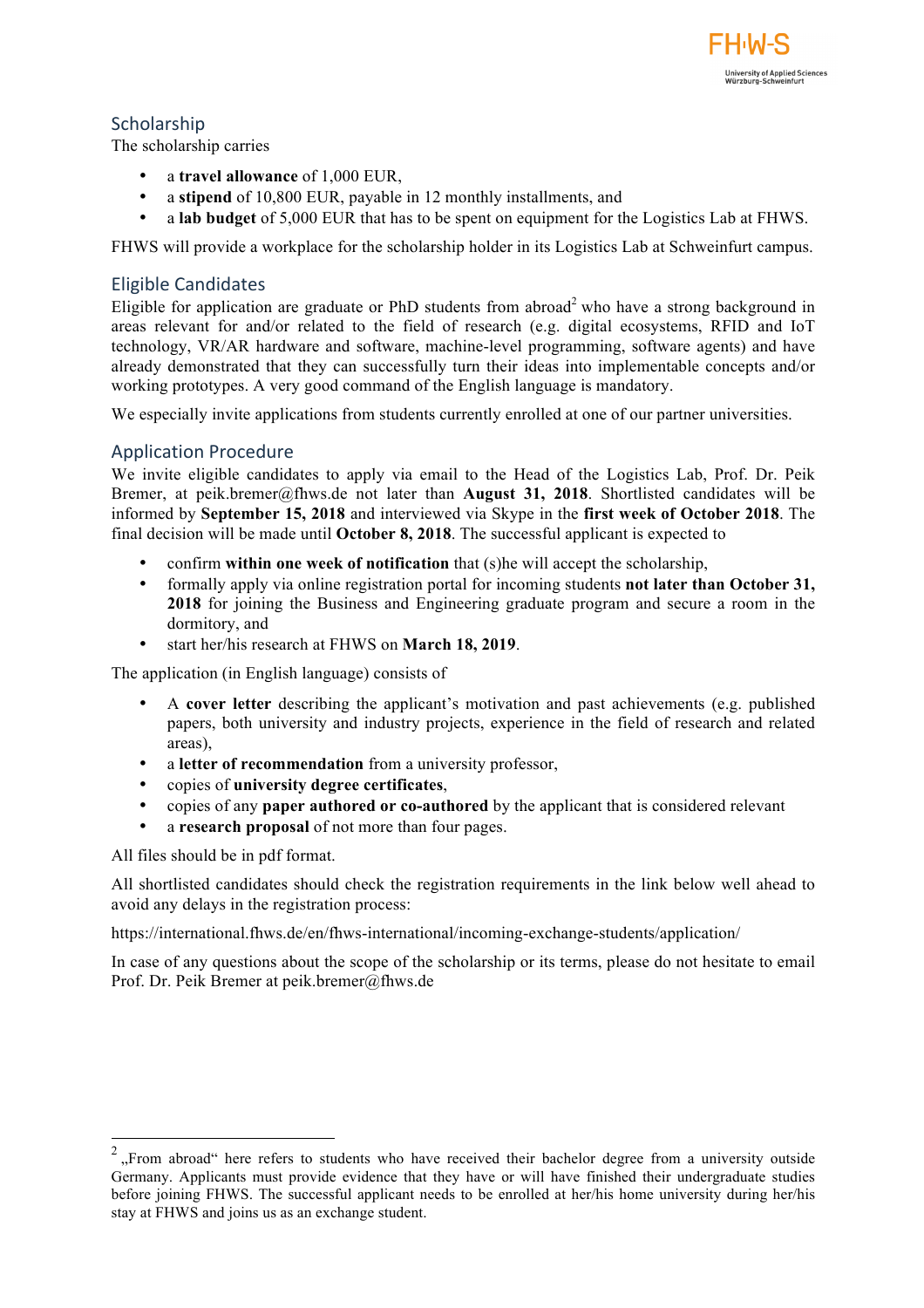## Scholarship

The scholarship carries

- a **travel allowance** of 1,000 EUR,
- a **stipend** of 10,800 EUR, payable in 12 monthly installments, and
- a **lab budget** of 5,000 EUR that has to be spent on equipment for the Logistics Lab at FHWS.

FHWS will provide a workplace for the scholarship holder in its Logistics Lab at Schweinfurt campus.

## Eligible Candidates

Eligible for application are graduate or PhD students from abroad[2] who have a strong background in areas relevant for and/or related to the field of research (e.g. digital ecosystems, RFID and IoT technology, VR/AR hardware and software, machine-level programming, software agents) and have already demonstrated that they can successfully turn their ideas into implementable concepts and/or working prototypes. A very good command of the English language is mandatory.

We especially invite applications from students currently enrolled at one of our partner universities.

## Application Procedure

We invite eligible candidates to apply via email to the Head of the Logistics Lab, Prof. Dr. Peik Bremer, at peik.bremer@fhws.de not later than **August 31, 2018**. Shortlisted candidates will be informed by **September 15, 2018** and interviewed via Skype in the **first week of October 2018**. The final decision will be made until **October 8, 2018**. The successful applicant is expected to

- confirm **within one week of notification** that (s)he will accept the scholarship,
- formally apply via online registration portal for incoming students **not later than October 31, 2018** for joining the Business and Engineering graduate program and secure a room in the dormitory, and
- start her/his research at FHWS on **March 18, 2019**.

The application (in English language) consists of

- A **cover letter** describing the applicant's motivation and past achievements (e.g. published papers, both university and industry projects, experience in the field of research and related areas),
- a **letter of recommendation** from a university professor,
- copies of **university degree certificates**,
- copies of any **paper authored or co-authored** by the applicant that is considered relevant
- a **research proposal** of not more than four pages.

All files should be in pdf format.

All shortlisted candidates should check the registration requirements in the link below well ahead to avoid any delays in the registration process:

https://international.fhws.de/en/fhws-international/incoming-exchange-students/application/

In case of any questions about the scope of the scholarship or its terms, please do not hesitate to email Prof. Dr. Peik Bremer at peik.bremer@fhws.de

---

[2] „From abroad" here refers to students who have received their bachelor degree from a university outside Germany. Applicants must provide evidence that they have or will have finished their undergraduate studies before joining FHWS. The successful applicant needs to be enrolled at her/his home university during her/his stay at FHWS and joins us as an exchange student.